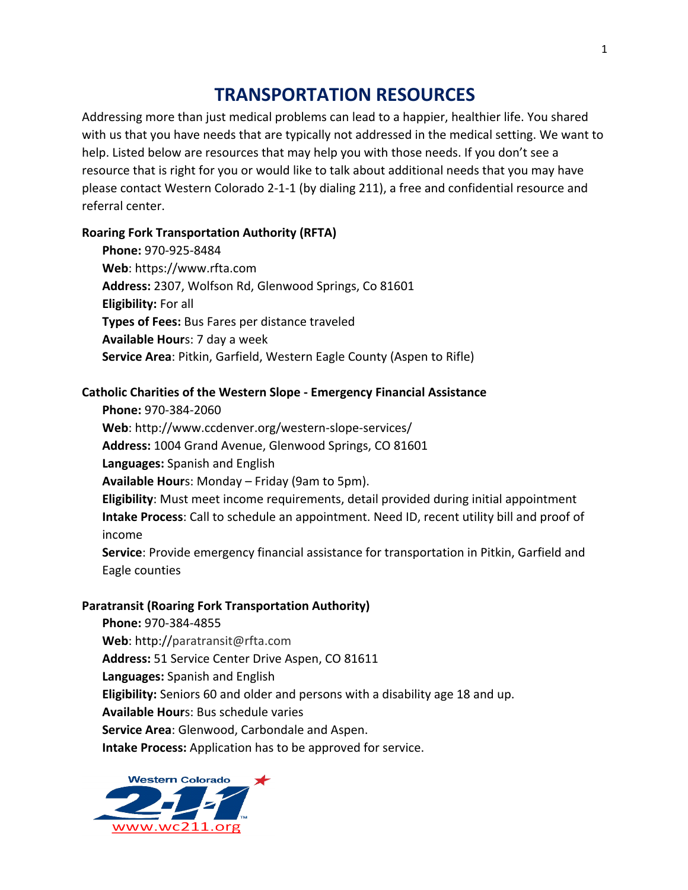# TRANSPORTATION RESOURCES

Addressing more than just medical problems can lead to a happier, healthier life. You shared with us that you have needs that are typically not addressed in the medical setting. We want to help. Listed below are resources that may help you with those needs. If you don't see a resource that is right for you or would like to talk about additional needs that you may have please contact Western Colorado 2-1-1 (by dialing 211), a free and confidential resource and referral center.

**Roaring Fork Transportation Authority (RFTA)**

**Phone:** 970-925-8484
**Web**: https://www.rfta.com
**Address:** 2307, Wolfson Rd, Glenwood Springs, Co 81601
**Eligibility:** For all
**Types of Fees:** Bus Fares per distance traveled
**Available Hours**: 7 day a week
**Service Area**: Pitkin, Garfield, Western Eagle County (Aspen to Rifle)

**Catholic Charities of the Western Slope - Emergency Financial Assistance**

**Phone:** 970-384-2060
**Web**: http://www.ccdenver.org/western-slope-services/
**Address:** 1004 Grand Avenue, Glenwood Springs, CO 81601
**Languages:** Spanish and English
**Available Hours**: Monday – Friday (9am to 5pm).
**Eligibility**: Must meet income requirements, detail provided during initial appointment
**Intake Process**: Call to schedule an appointment. Need ID, recent utility bill and proof of income
**Service**: Provide emergency financial assistance for transportation in Pitkin, Garfield and Eagle counties

**Paratransit (Roaring Fork Transportation Authority)**

**Phone:** 970-384-4855
**Web**: http://paratransit@rfta.com
**Address:** 51 Service Center Drive Aspen, CO 81611
**Languages:** Spanish and English
**Eligibility:** Seniors 60 and older and persons with a disability age 18 and up.
**Available Hours**: Bus schedule varies
**Service Area**: Glenwood, Carbondale and Aspen.
**Intake Process:** Application has to be approved for service.

Western Colorado 2-1-1
www.wc211.org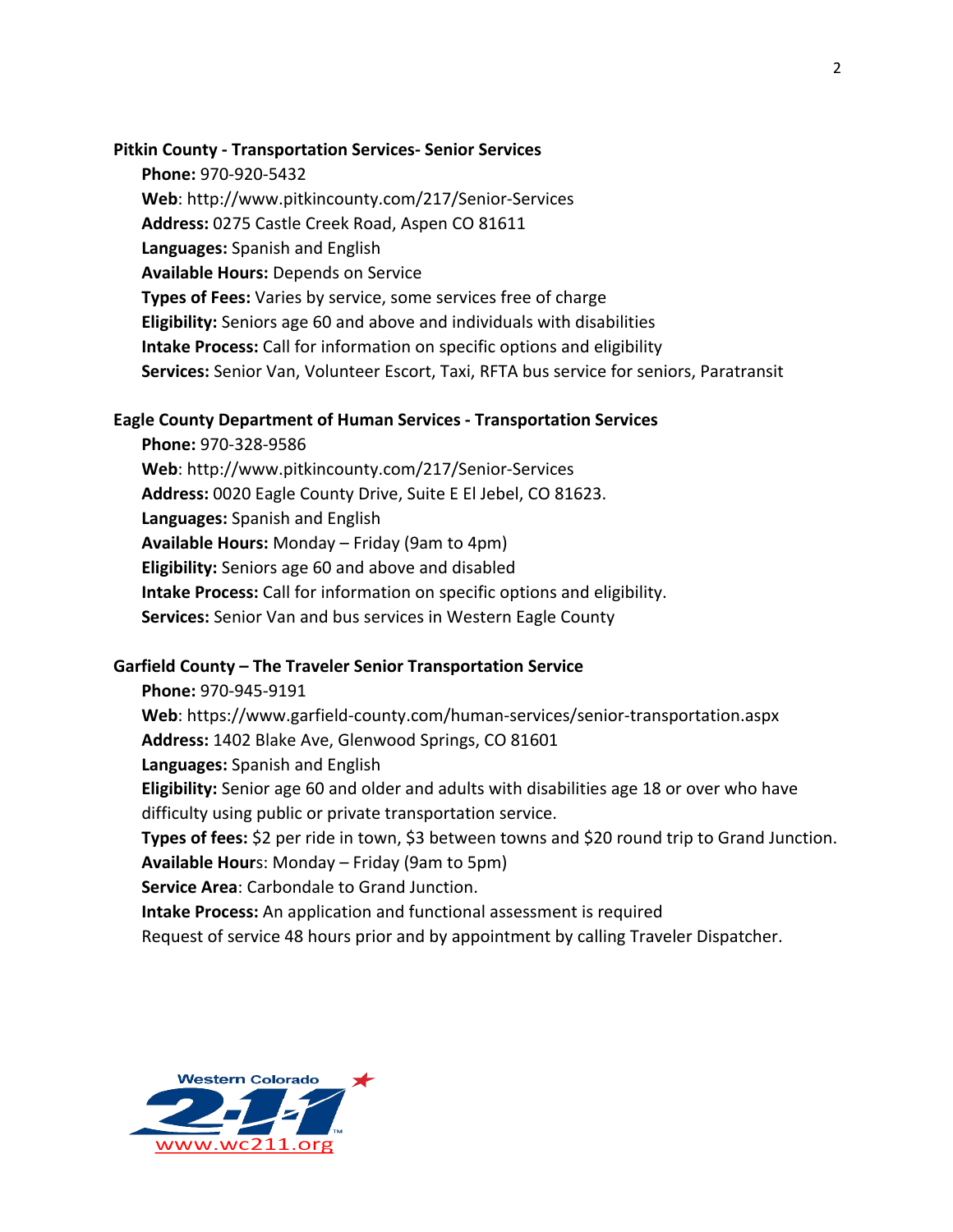**Pitkin County - Transportation Services- Senior Services**

**Phone:** 970-920-5432
**Web**: http://www.pitkincounty.com/217/Senior-Services
**Address:** 0275 Castle Creek Road, Aspen CO 81611
**Languages:** Spanish and English
**Available Hours:** Depends on Service
**Types of Fees:** Varies by service, some services free of charge
**Eligibility:** Seniors age 60 and above and individuals with disabilities
**Intake Process:** Call for information on specific options and eligibility
**Services:** Senior Van, Volunteer Escort, Taxi, RFTA bus service for seniors, Paratransit

**Eagle County Department of Human Services - Transportation Services**

**Phone:** 970-328-9586
**Web**: http://www.pitkincounty.com/217/Senior-Services
**Address:** 0020 Eagle County Drive, Suite E El Jebel, CO 81623.
**Languages:** Spanish and English
**Available Hours:** Monday – Friday (9am to 4pm)
**Eligibility:** Seniors age 60 and above and disabled
**Intake Process:** Call for information on specific options and eligibility.
**Services:** Senior Van and bus services in Western Eagle County

**Garfield County – The Traveler Senior Transportation Service**

**Phone:** 970-945-9191
**Web**: https://www.garfield-county.com/human-services/senior-transportation.aspx
**Address:** 1402 Blake Ave, Glenwood Springs, CO 81601
**Languages:** Spanish and English
**Eligibility:** Senior age 60 and older and adults with disabilities age 18 or over who have difficulty using public or private transportation service.
**Types of fees:** $2 per ride in town, $3 between towns and $20 round trip to Grand Junction.
**Available Hour**s: Monday – Friday (9am to 5pm)
**Service Area**: Carbondale to Grand Junction.
**Intake Process:** An application and functional assessment is required
Request of service 48 hours prior and by appointment by calling Traveler Dispatcher.

Western Colorado 2-1-1
www.wc211.org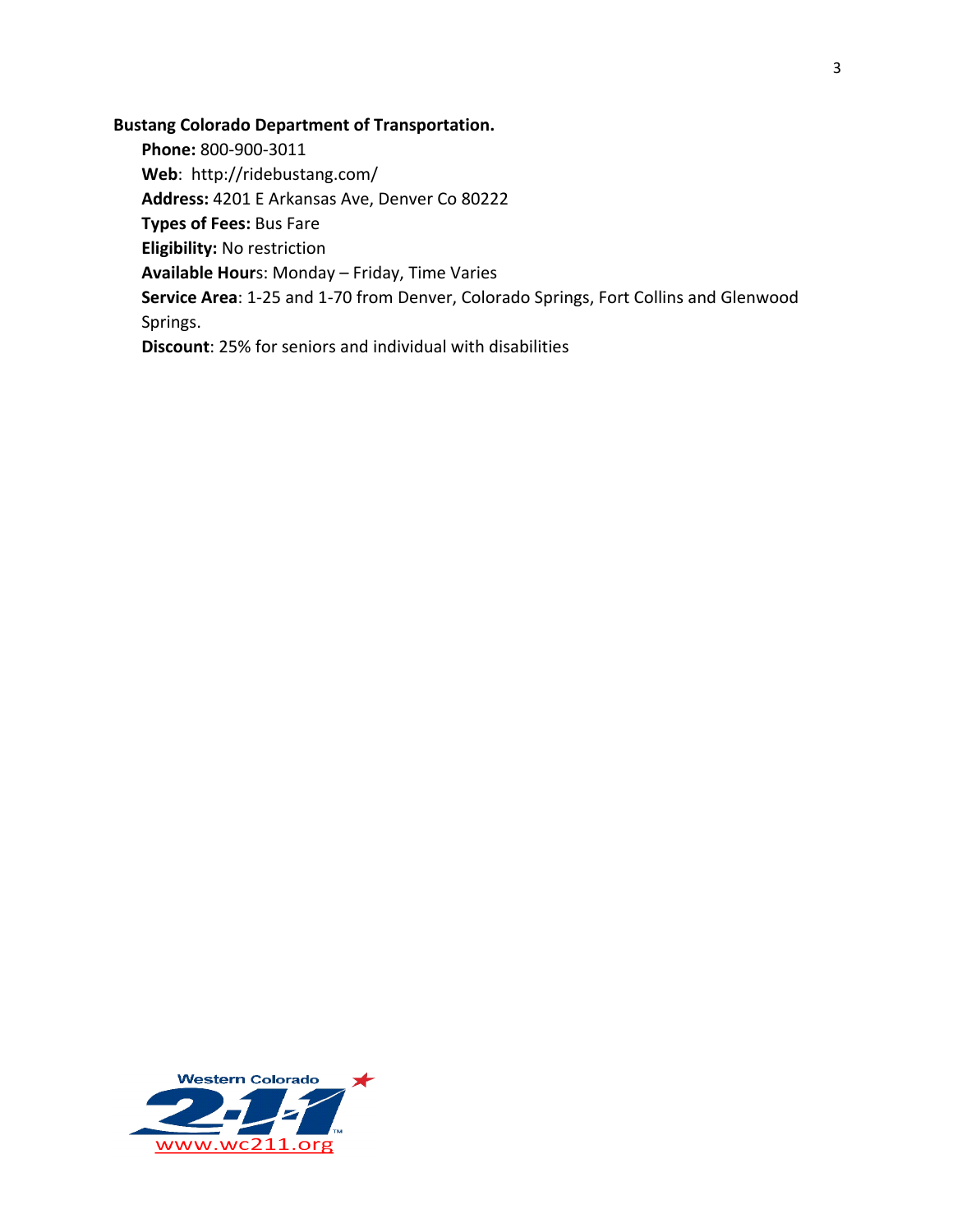**Bustang Colorado Department of Transportation.**

**Phone:** 800-900-3011
**Web**: http://ridebustang.com/
**Address:** 4201 E Arkansas Ave, Denver Co 80222
**Types of Fees:** Bus Fare
**Eligibility:** No restriction
**Available Hour**s: Monday – Friday, Time Varies
**Service Area**: 1-25 and 1-70 from Denver, Colorado Springs, Fort Collins and Glenwood Springs.
**Discount**: 25% for seniors and individual with disabilities